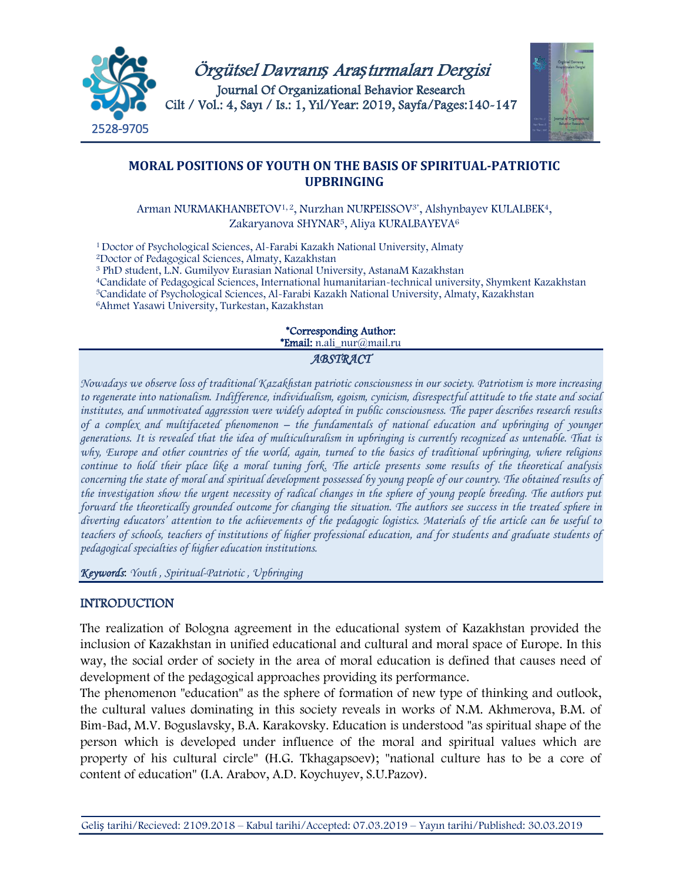# MORAL POSITIONS OF YOUTH ON THE BASIS OF SPIRITUAL-PATRIOTIC UPBRINGING

Arman NURMAKHANBETOV[1,2], Nurzhan NURPEISSOV[3*], Alshynbayev KULALBEK[4], Zakaryanova SHYNAR[5], Aliya KURALBAYEVA[6]

[1] Doctor of Psychological Sciences, Al-Farabi Kazakh National University, Almaty
[2] Doctor of Pedagogical Sciences, Almaty, Kazakhstan
[3] PhD student, L.N. Gumilyov Eurasian National University, AstanaM Kazakhstan
[4] Candidate of Pedagogical Sciences, International humanitarian-technical university, Shymkent Kazakhstan
[5] Candidate of Psychological Sciences, Al-Farabi Kazakh National University, Almaty, Kazakhstan
[6] Ahmet Yasawi University, Turkestan, Kazakhstan

**\*Corresponding Author:**
**\*Email:** n.ali_nur@mail.ru

## *ABSTRACT*

*Nowadays we observe loss of traditional Kazakhstan patriotic consciousness in our society. Patriotism is more increasing to regenerate into nationalism. Indifference, individualism, egoism, cynicism, disrespectful attitude to the state and social institutes, and unmotivated aggression were widely adopted in public consciousness. The paper describes research results of a complex and multifaceted phenomenon – the fundamentals of national education and upbringing of younger generations. It is revealed that the idea of multiculturalism in upbringing is currently recognized as untenable. That is why, Europe and other countries of the world, again, turned to the basics of traditional upbringing, where religions continue to hold their place like a moral tuning fork. The article presents some results of the theoretical analysis concerning the state of moral and spiritual development possessed by young people of our country. The obtained results of the investigation show the urgent necessity of radical changes in the sphere of young people breeding. The authors put forward the theoretically grounded outcome for changing the situation. The authors see success in the treated sphere in diverting educators' attention to the achievements of the pedagogic logistics. Materials of the article can be useful to teachers of schools, teachers of institutions of higher professional education, and for students and graduate students of pedagogical specialties of higher education institutions.*

***Keywords***: *Youth , Spiritual-Patriotic , Upbringing*

## INTRODUCTION

The realization of Bologna agreement in the educational system of Kazakhstan provided the inclusion of Kazakhstan in unified educational and cultural and moral space of Europe. In this way, the social order of society in the area of moral education is defined that causes need of development of the pedagogical approaches providing its performance.

The phenomenon "education" as the sphere of formation of new type of thinking and outlook, the cultural values dominating in this society reveals in works of N.M. Akhmerova, B.M. of Bim-Bad, M.V. Boguslavsky, B.A. Karakovsky. Education is understood "as spiritual shape of the person which is developed under influence of the moral and spiritual values which are property of his cultural circle" (H.G. Tkhagapsoev); "national culture has to be a core of content of education" (I.A. Arabov, A.D. Koychuyev, S.U.Pazov).

Geliş tarihi/Recieved: 2109.2018 – Kabul tarihi/Accepted: 07.03.2019 – Yayın tarihi/Published: 30.03.2019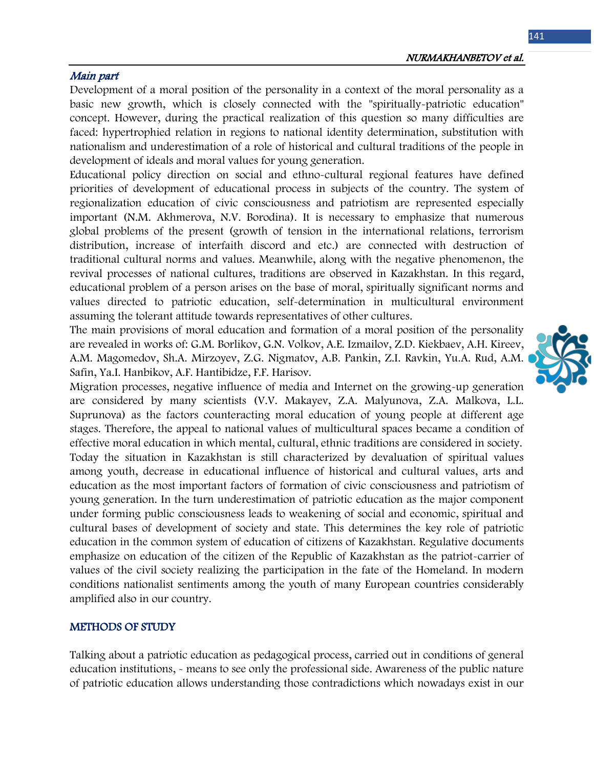### *Main part*

Development of a moral position of the personality in a context of the moral personality as a basic new growth, which is closely connected with the "spiritually-patriotic education" concept. However, during the practical realization of this question so many difficulties are faced: hypertrophied relation in regions to national identity determination, substitution with nationalism and underestimation of a role of historical and cultural traditions of the people in development of ideals and moral values for young generation.

Educational policy direction on social and ethno-cultural regional features have defined priorities of development of educational process in subjects of the country. The system of regionalization education of civic consciousness and patriotism are represented especially important (N.M. Akhmerova, N.V. Borodina). It is necessary to emphasize that numerous global problems of the present (growth of tension in the international relations, terrorism distribution, increase of interfaith discord and etc.) are connected with destruction of traditional cultural norms and values. Meanwhile, along with the negative phenomenon, the revival processes of national cultures, traditions are observed in Kazakhstan. In this regard, educational problem of a person arises on the base of moral, spiritually significant norms and values directed to patriotic education, self-determination in multicultural environment assuming the tolerant attitude towards representatives of other cultures.

The main provisions of moral education and formation of a moral position of the personality are revealed in works of: G.M. Borlikov, G.N. Volkov, A.E. Izmailov, Z.D. Kiekbaev, A.H. Kireev, A.M. Magomedov, Sh.A. Mirzoyev, Z.G. Nigmatov, A.B. Pankin, Z.I. Ravkin, Yu.A. Rud, A.M. Safin, Ya.I. Hanbikov, A.F. Hantibidze, F.F. Harisov.

Migration processes, negative influence of media and Internet on the growing-up generation are considered by many scientists (V.V. Makayev, Z.A. Malyunova, Z.A. Malkova, L.L. Suprunova) as the factors counteracting moral education of young people at different age stages. Therefore, the appeal to national values of multicultural spaces became a condition of effective moral education in which mental, cultural, ethnic traditions are considered in society.

Today the situation in Kazakhstan is still characterized by devaluation of spiritual values among youth, decrease in educational influence of historical and cultural values, arts and education as the most important factors of formation of civic consciousness and patriotism of young generation. In the turn underestimation of patriotic education as the major component under forming public consciousness leads to weakening of social and economic, spiritual and cultural bases of development of society and state. This determines the key role of patriotic education in the common system of education of citizens of Kazakhstan. Regulative documents emphasize on education of the citizen of the Republic of Kazakhstan as the patriot-carrier of values of the civil society realizing the participation in the fate of the Homeland. In modern conditions nationalist sentiments among the youth of many European countries considerably amplified also in our country.

## METHODS OF STUDY

Talking about a patriotic education as pedagogical process, carried out in conditions of general education institutions, - means to see only the professional side. Awareness of the public nature of patriotic education allows understanding those contradictions which nowadays exist in our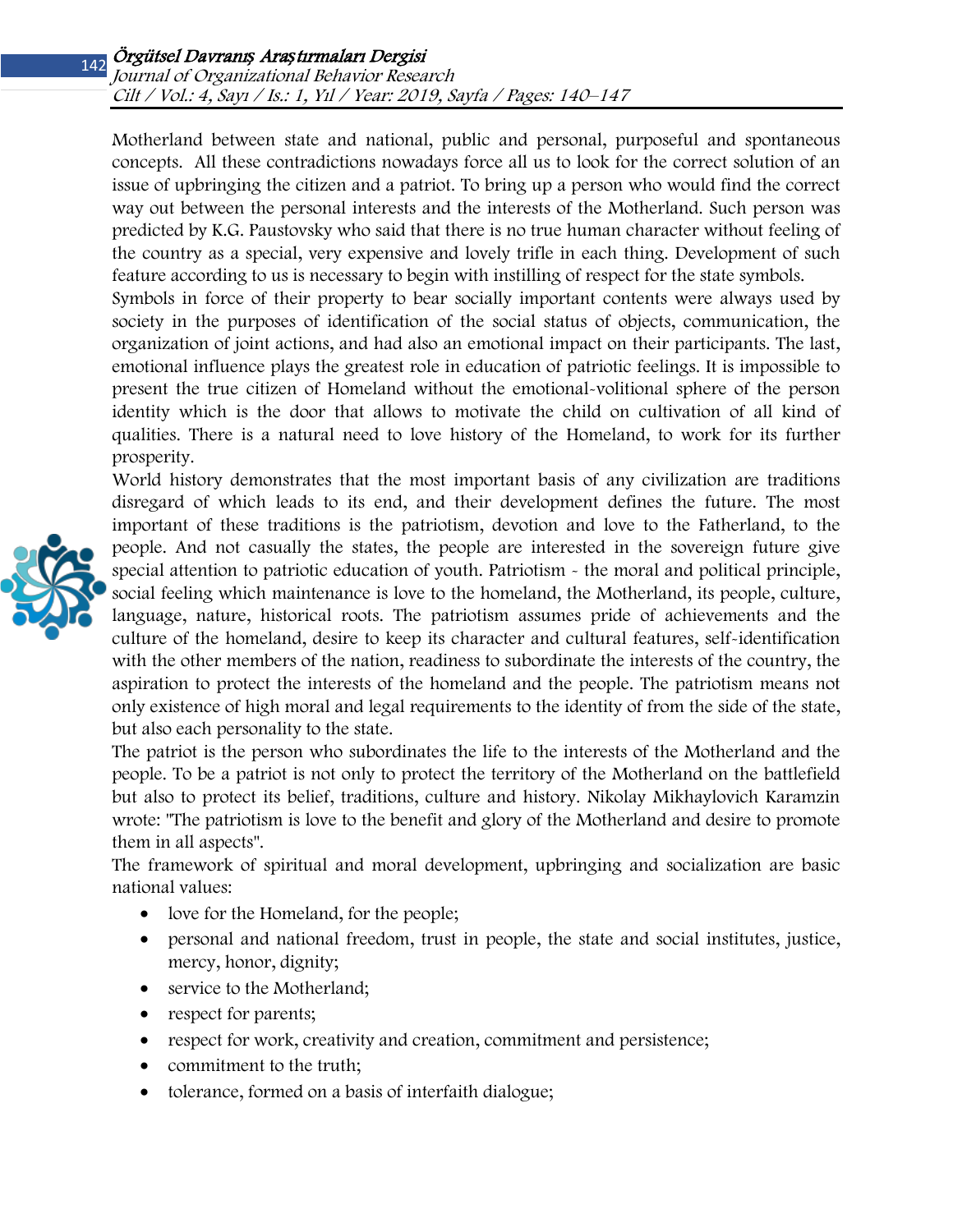Motherland between state and national, public and personal, purposeful and spontaneous concepts. All these contradictions nowadays force all us to look for the correct solution of an issue of upbringing the citizen and a patriot. To bring up a person who would find the correct way out between the personal interests and the interests of the Motherland. Such person was predicted by K.G. Paustovsky who said that there is no true human character without feeling of the country as a special, very expensive and lovely trifle in each thing. Development of such feature according to us is necessary to begin with instilling of respect for the state symbols.

Symbols in force of their property to bear socially important contents were always used by society in the purposes of identification of the social status of objects, communication, the organization of joint actions, and had also an emotional impact on their participants. The last, emotional influence plays the greatest role in education of patriotic feelings. It is impossible to present the true citizen of Homeland without the emotional-volitional sphere of the person identity which is the door that allows to motivate the child on cultivation of all kind of qualities. There is a natural need to love history of the Homeland, to work for its further prosperity.

World history demonstrates that the most important basis of any civilization are traditions disregard of which leads to its end, and their development defines the future. The most important of these traditions is the patriotism, devotion and love to the Fatherland, to the people. And not casually the states, the people are interested in the sovereign future give special attention to patriotic education of youth. Patriotism - the moral and political principle, social feeling which maintenance is love to the homeland, the Motherland, its people, culture, language, nature, historical roots. The patriotism assumes pride of achievements and the culture of the homeland, desire to keep its character and cultural features, self-identification with the other members of the nation, readiness to subordinate the interests of the country, the aspiration to protect the interests of the homeland and the people. The patriotism means not only existence of high moral and legal requirements to the identity of from the side of the state, but also each personality to the state.

The patriot is the person who subordinates the life to the interests of the Motherland and the people. To be a patriot is not only to protect the territory of the Motherland on the battlefield but also to protect its belief, traditions, culture and history. Nikolay Mikhaylovich Karamzin wrote: "The patriotism is love to the benefit and glory of the Motherland and desire to promote them in all aspects".

The framework of spiritual and moral development, upbringing and socialization are basic national values:

- love for the Homeland, for the people;
- personal and national freedom, trust in people, the state and social institutes, justice, mercy, honor, dignity;
- service to the Motherland;
- respect for parents;
- respect for work, creativity and creation, commitment and persistence;
- commitment to the truth;
- tolerance, formed on a basis of interfaith dialogue;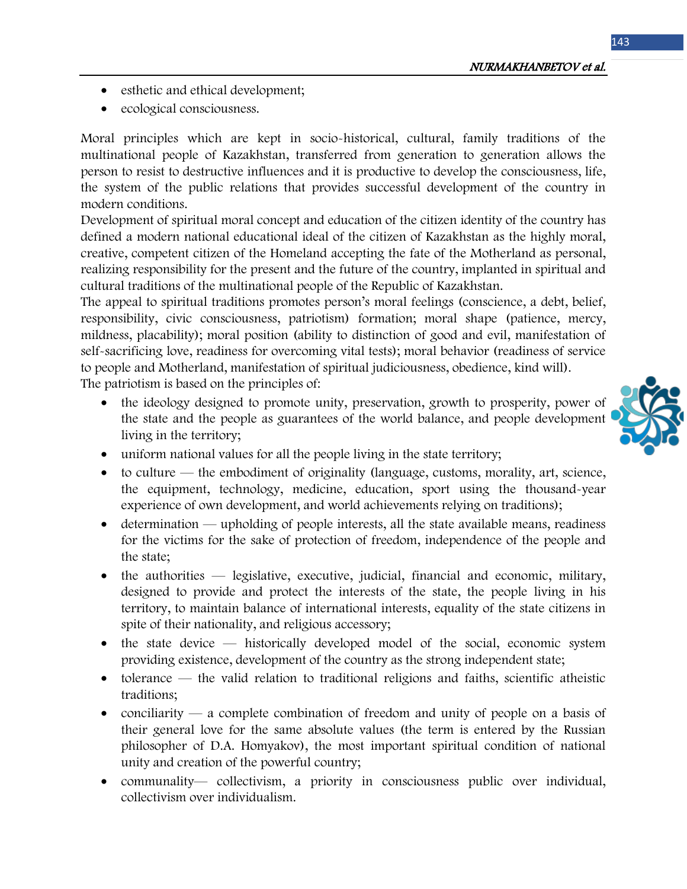- esthetic and ethical development;
- ecological consciousness.

Moral principles which are kept in socio-historical, cultural, family traditions of the multinational people of Kazakhstan, transferred from generation to generation allows the person to resist to destructive influences and it is productive to develop the consciousness, life, the system of the public relations that provides successful development of the country in modern conditions.

Development of spiritual moral concept and education of the citizen identity of the country has defined a modern national educational ideal of the citizen of Kazakhstan as the highly moral, creative, competent citizen of the Homeland accepting the fate of the Motherland as personal, realizing responsibility for the present and the future of the country, implanted in spiritual and cultural traditions of the multinational people of the Republic of Kazakhstan.

The appeal to spiritual traditions promotes person's moral feelings (conscience, a debt, belief, responsibility, civic consciousness, patriotism) formation; moral shape (patience, mercy, mildness, placability); moral position (ability to distinction of good and evil, manifestation of self-sacrificing love, readiness for overcoming vital tests); moral behavior (readiness of service to people and Motherland, manifestation of spiritual judiciousness, obedience, kind will).

The patriotism is based on the principles of:

- the ideology designed to promote unity, preservation, growth to prosperity, power of the state and the people as guarantees of the world balance, and people development living in the territory;
- uniform national values for all the people living in the state territory;
- to culture — the embodiment of originality (language, customs, morality, art, science, the equipment, technology, medicine, education, sport using the thousand-year experience of own development, and world achievements relying on traditions);
- determination — upholding of people interests, all the state available means, readiness for the victims for the sake of protection of freedom, independence of the people and the state;
- the authorities — legislative, executive, judicial, financial and economic, military, designed to provide and protect the interests of the state, the people living in his territory, to maintain balance of international interests, equality of the state citizens in spite of their nationality, and religious accessory;
- the state device — historically developed model of the social, economic system providing existence, development of the country as the strong independent state;
- tolerance — the valid relation to traditional religions and faiths, scientific atheistic traditions;
- conciliarity — a complete combination of freedom and unity of people on a basis of their general love for the same absolute values (the term is entered by the Russian philosopher of D.A. Homyakov), the most important spiritual condition of national unity and creation of the powerful country;
- communality— collectivism, a priority in consciousness public over individual, collectivism over individualism.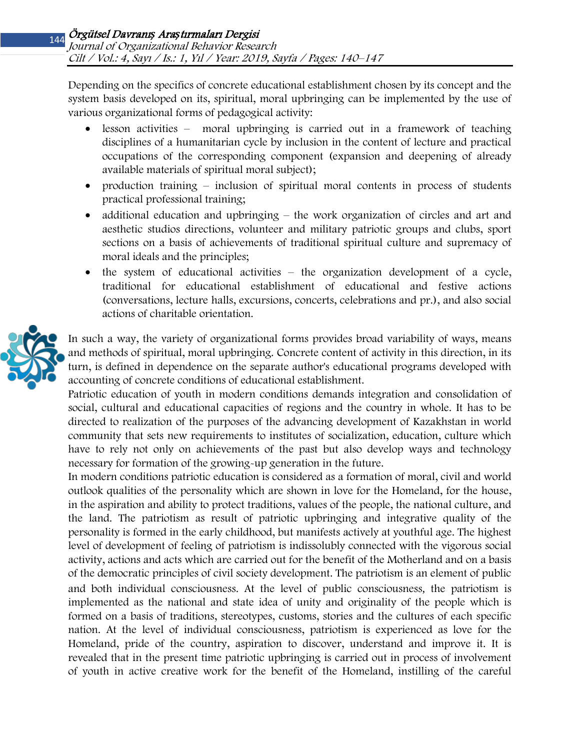Depending on the specifics of concrete educational establishment chosen by its concept and the system basis developed on its, spiritual, moral upbringing can be implemented by the use of various organizational forms of pedagogical activity:

- lesson activities – moral upbringing is carried out in a framework of teaching disciplines of a humanitarian cycle by inclusion in the content of lecture and practical occupations of the corresponding component (expansion and deepening of already available materials of spiritual moral subject);
- production training – inclusion of spiritual moral contents in process of students practical professional training;
- additional education and upbringing – the work organization of circles and art and aesthetic studios directions, volunteer and military patriotic groups and clubs, sport sections on a basis of achievements of traditional spiritual culture and supremacy of moral ideals and the principles;
- the system of educational activities – the organization development of a cycle, traditional for educational establishment of educational and festive actions (conversations, lecture halls, excursions, concerts, celebrations and pr.), and also social actions of charitable orientation.

In such a way, the variety of organizational forms provides broad variability of ways, means and methods of spiritual, moral upbringing. Concrete content of activity in this direction, in its turn, is defined in dependence on the separate author's educational programs developed with accounting of concrete conditions of educational establishment.

Patriotic education of youth in modern conditions demands integration and consolidation of social, cultural and educational capacities of regions and the country in whole. It has to be directed to realization of the purposes of the advancing development of Kazakhstan in world community that sets new requirements to institutes of socialization, education, culture which have to rely not only on achievements of the past but also develop ways and technology necessary for formation of the growing-up generation in the future.

In modern conditions patriotic education is considered as a formation of moral, civil and world outlook qualities of the personality which are shown in love for the Homeland, for the house, in the aspiration and ability to protect traditions, values of the people, the national culture, and the land. The patriotism as result of patriotic upbringing and integrative quality of the personality is formed in the early childhood, but manifests actively at youthful age. The highest level of development of feeling of patriotism is indissolubly connected with the vigorous social activity, actions and acts which are carried out for the benefit of the Motherland and on a basis of the democratic principles of civil society development. The patriotism is an element of public and both individual consciousness. At the level of public consciousness, the patriotism is implemented as the national and state idea of unity and originality of the people which is formed on a basis of traditions, stereotypes, customs, stories and the cultures of each specific nation. At the level of individual consciousness, patriotism is experienced as love for the Homeland, pride of the country, aspiration to discover, understand and improve it. It is revealed that in the present time patriotic upbringing is carried out in process of involvement of youth in active creative work for the benefit of the Homeland, instilling of the careful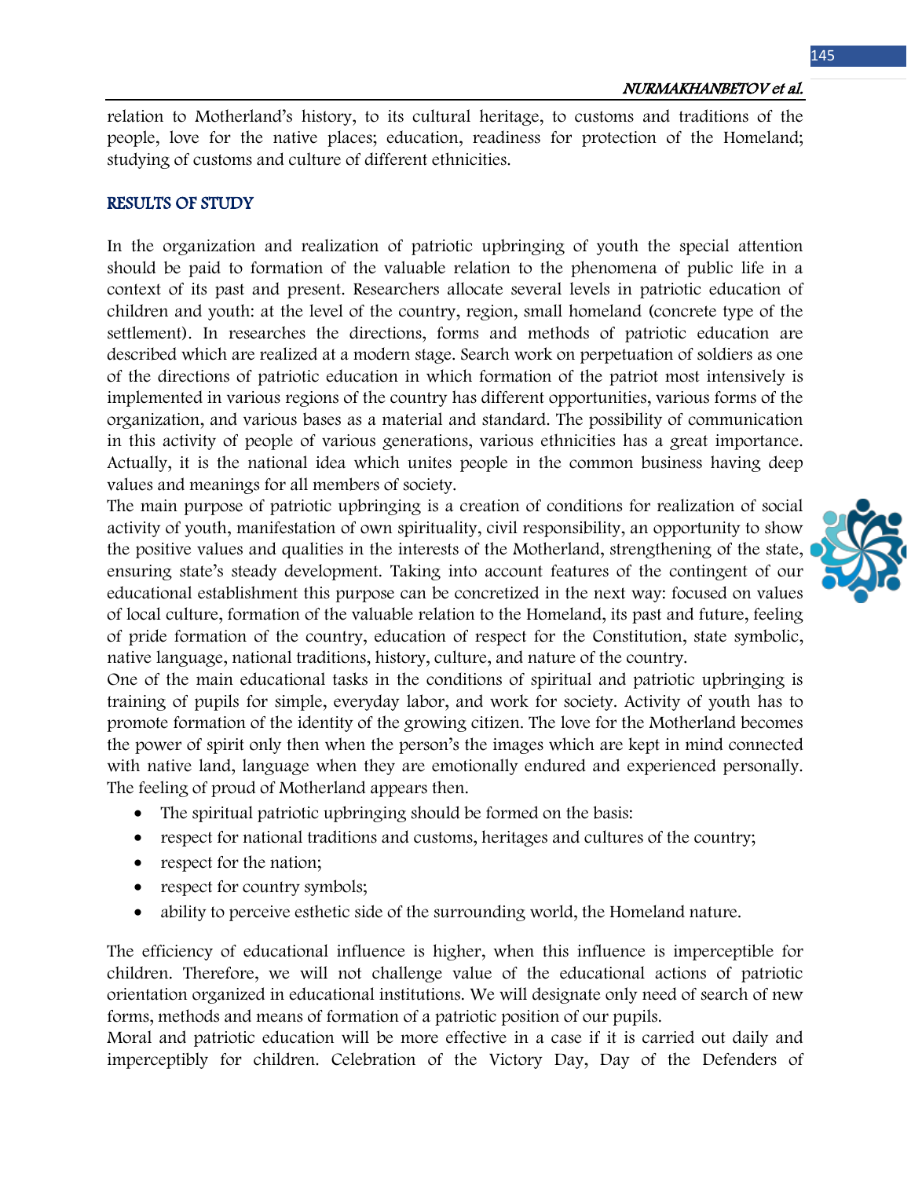relation to Motherland's history, to its cultural heritage, to customs and traditions of the people, love for the native places; education, readiness for protection of the Homeland; studying of customs and culture of different ethnicities.

## RESULTS OF STUDY

In the organization and realization of patriotic upbringing of youth the special attention should be paid to formation of the valuable relation to the phenomena of public life in a context of its past and present. Researchers allocate several levels in patriotic education of children and youth: at the level of the country, region, small homeland (concrete type of the settlement). In researches the directions, forms and methods of patriotic education are described which are realized at a modern stage. Search work on perpetuation of soldiers as one of the directions of patriotic education in which formation of the patriot most intensively is implemented in various regions of the country has different opportunities, various forms of the organization, and various bases as a material and standard. The possibility of communication in this activity of people of various generations, various ethnicities has a great importance. Actually, it is the national idea which unites people in the common business having deep values and meanings for all members of society.

The main purpose of patriotic upbringing is a creation of conditions for realization of social activity of youth, manifestation of own spirituality, civil responsibility, an opportunity to show the positive values and qualities in the interests of the Motherland, strengthening of the state, ensuring state's steady development. Taking into account features of the contingent of our educational establishment this purpose can be concretized in the next way: focused on values of local culture, formation of the valuable relation to the Homeland, its past and future, feeling of pride formation of the country, education of respect for the Constitution, state symbolic, native language, national traditions, history, culture, and nature of the country.

One of the main educational tasks in the conditions of spiritual and patriotic upbringing is training of pupils for simple, everyday labor, and work for society. Activity of youth has to promote formation of the identity of the growing citizen. The love for the Motherland becomes the power of spirit only then when the person's the images which are kept in mind connected with native land, language when they are emotionally endured and experienced personally. The feeling of proud of Motherland appears then.

- The spiritual patriotic upbringing should be formed on the basis:
- respect for national traditions and customs, heritages and cultures of the country;
- respect for the nation;
- respect for country symbols;
- ability to perceive esthetic side of the surrounding world, the Homeland nature.

The efficiency of educational influence is higher, when this influence is imperceptible for children. Therefore, we will not challenge value of the educational actions of patriotic orientation organized in educational institutions. We will designate only need of search of new forms, methods and means of formation of a patriotic position of our pupils.

Moral and patriotic education will be more effective in a case if it is carried out daily and imperceptibly for children. Celebration of the Victory Day, Day of the Defenders of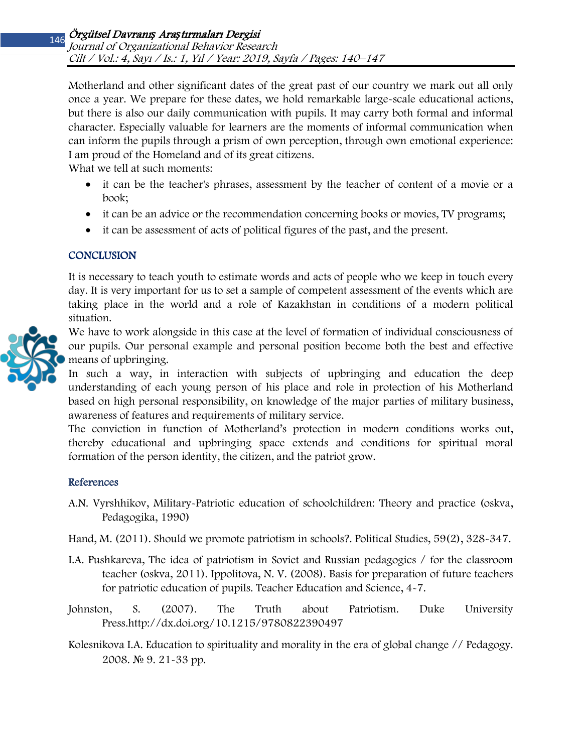Motherland and other significant dates of the great past of our country we mark out all only once a year. We prepare for these dates, we hold remarkable large-scale educational actions, but there is also our daily communication with pupils. It may carry both formal and informal character. Especially valuable for learners are the moments of informal communication when can inform the pupils through a prism of own perception, through own emotional experience: I am proud of the Homeland and of its great citizens.
What we tell at such moments:

- it can be the teacher's phrases, assessment by the teacher of content of a movie or a book;
- it can be an advice or the recommendation concerning books or movies, TV programs;
- it can be assessment of acts of political figures of the past, and the present.

## CONCLUSION

It is necessary to teach youth to estimate words and acts of people who we keep in touch every day. It is very important for us to set a sample of competent assessment of the events which are taking place in the world and a role of Kazakhstan in conditions of a modern political situation.
We have to work alongside in this case at the level of formation of individual consciousness of our pupils. Our personal example and personal position become both the best and effective means of upbringing.
In such a way, in interaction with subjects of upbringing and education the deep understanding of each young person of his place and role in protection of his Motherland based on high personal responsibility, on knowledge of the major parties of military business, awareness of features and requirements of military service.
The conviction in function of Motherland's protection in modern conditions works out, thereby educational and upbringing space extends and conditions for spiritual moral formation of the person identity, the citizen, and the patriot grow.

## References

A.N. Vyrshhikov, Military-Patriotic education of schoolchildren: Theory and practice (oskva, Pedagogika, 1990)

Hand, M. (2011). Should we promote patriotism in schools?. Political Studies, 59(2), 328-347.

I.A. Pushkareva, The idea of patriotism in Soviet and Russian pedagogics / for the classroom teacher (oskva, 2011). Ippolitova, N. V. (2008). Basis for preparation of future teachers for patriotic education of pupils. Teacher Education and Science, 4-7.

Johnston, S. (2007). The Truth about Patriotism. Duke University Press.http://dx.doi.org/10.1215/9780822390497

Kolesnikova I.A. Education to spirituality and morality in the era of global change // Pedagogy. 2008. № 9. 21-33 pp.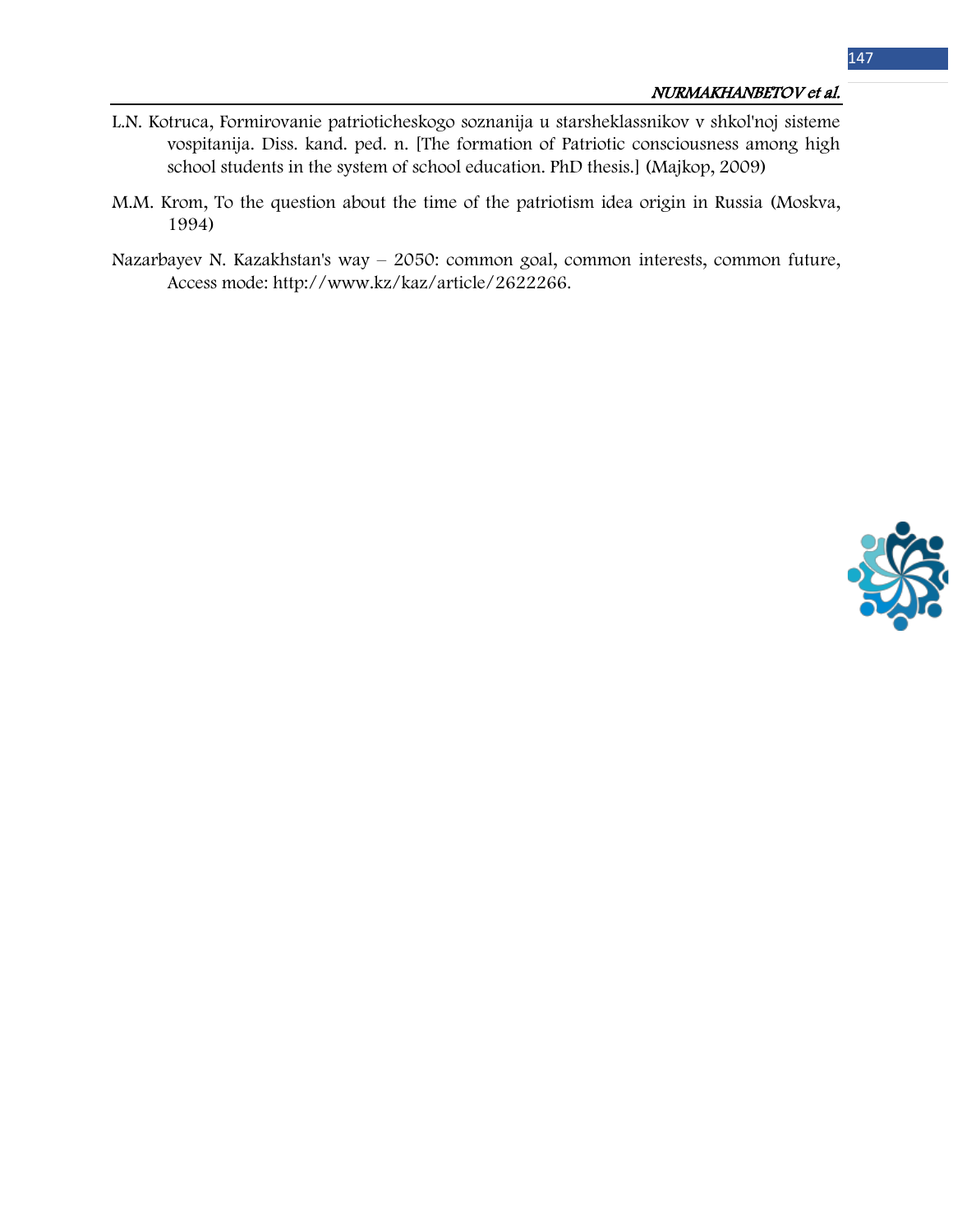L.N. Kotruca, Formirovanie patrioticheskogo soznanija u starsheklassnikov v shkol'noj sisteme vospitanija. Diss. kand. ped. n. [The formation of Patriotic consciousness among high school students in the system of school education. PhD thesis.] (Majkop, 2009)

M.M. Krom, To the question about the time of the patriotism idea origin in Russia (Moskva, 1994)

Nazarbayev N. Kazakhstan's way – 2050: common goal, common interests, common future, Access mode: http://www.kz/kaz/article/2622266.